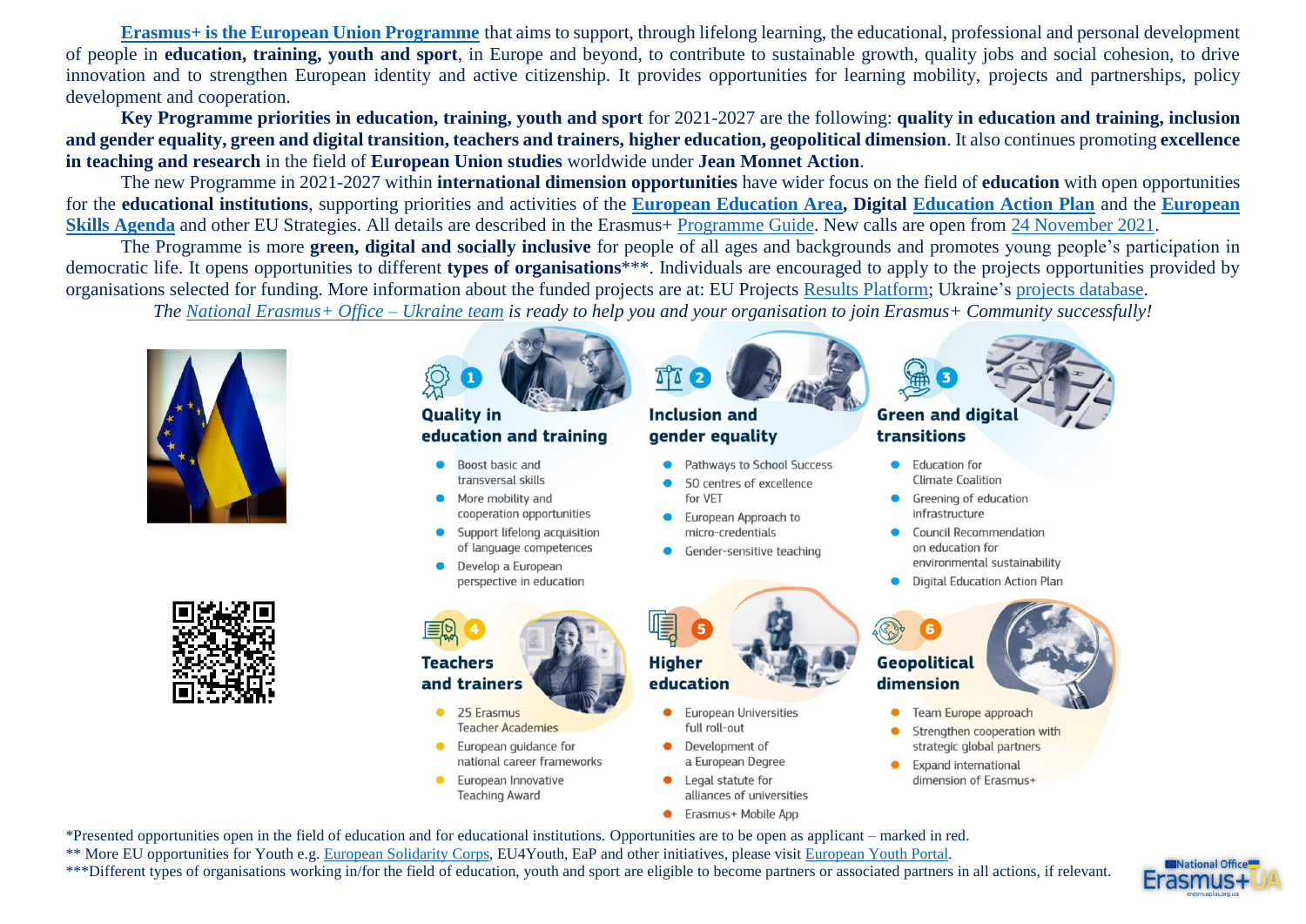**Erasmus+ is the European Union Programme** that aims to support, through lifelong learning, the educational, professional and personal development of people in **education, training, youth and sport**, in Europe and beyond, to contribute to sustainable growth, quality jobs and social cohesion, to drive innovation and to strengthen European identity and active citizenship. It provides opportunities for learning mobility, projects and partnerships, policy development and cooperation.

**Key Programme priorities in education, training, youth and sport** for 2021-2027 are the following: **quality in education and training, inclusion and gender equality, green and digital transition, teachers and trainers, higher education, geopolitical dimension**. It also continues promoting **excellence in teaching and research** in the field of **European Union studies** worldwide under **Jean Monnet Action**.

The new Programme in 2021-2027 within **international dimension opportunities** have wider focus on the field of **education** with open opportunities for the **educational institutions**, supporting priorities and activities of the **European Education Area, Digital Education Action Plan** and the **European Skills Agenda** and other EU Strategies. All details are described in the Erasmus+ Programme Guide. New calls are open from 24 November 2021.

The Programme is more **green, digital and socially inclusive** for people of all ages and backgrounds and promotes young people's participation in democratic life. It opens opportunities to different **types of organisations**\*\*\*. Individuals are encouraged to apply to the projects opportunities provided by organisations selected for funding. More information about the funded projects are at: EU Projects Results Platform; Ukraine's projects database.

*The National Erasmus+ Office – Ukraine team is ready to help you and your organisation to join Erasmus+ Community successfully!*

### 1 Quality in education and training

- Boost basic and transversal skills
- More mobility and cooperation opportunities
- Support lifelong acquisition of language competences
- Develop a European perspective in education

### 2 Inclusion and gender equality

- Pathways to School Success
- 50 centres of excellence for VET
- European Approach to micro-credentials
- Gender-sensitive teaching

### 3 Green and digital transitions

- Education for Climate Coalition
- Greening of education infrastructure
- Council Recommendation on education for environmental sustainability
- Digital Education Action Plan

### 4 Teachers and trainers

- 25 Erasmus Teacher Academies
- European guidance for national career frameworks
- European Innovative Teaching Award

### 5 Higher education

- European Universities full roll-out
- Development of a European Degree
- Legal statute for alliances of universities
- Erasmus+ Mobile App

### 6 Geopolitical dimension

- Team Europe approach
- Strengthen cooperation with strategic global partners
- Expand international dimension of Erasmus+

\*Presented opportunities open in the field of education and for educational institutions. Opportunities are to be open as applicant – marked in red.

\*\* More EU opportunities for Youth e.g. European Solidarity Corps, EU4Youth, EaP and other initiatives, please visit European Youth Portal.

\*\*\*Different types of organisations working in/for the field of education, youth and sport are eligible to become partners or associated partners in all actions, if relevant.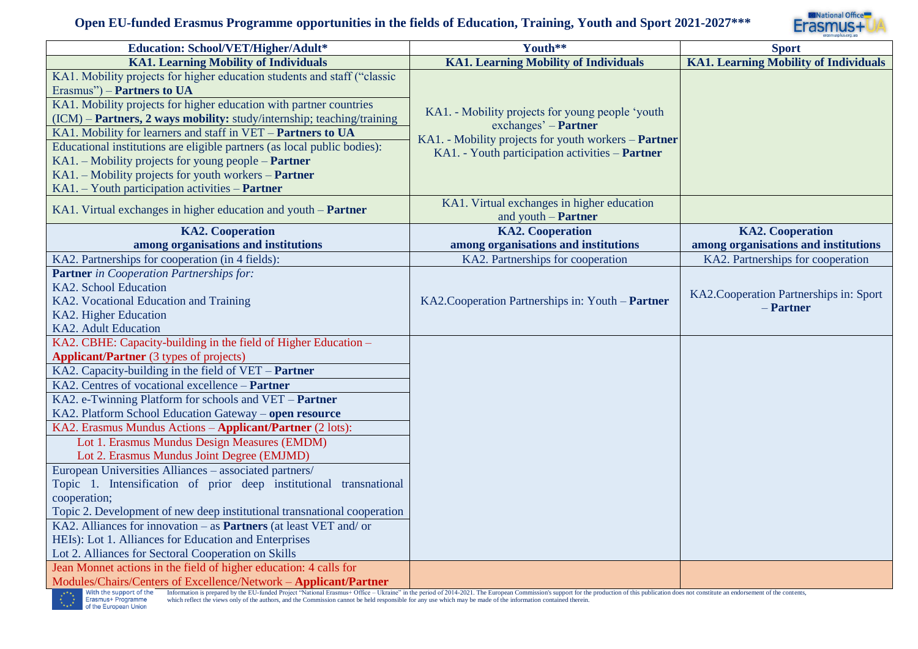# Open EU-funded Erasmus Programme opportunities in the fields of Education, Training, Youth and Sport 2021-2027***

| Education: School/VET/Higher/Adult* | Youth** | Sport |
|---|---|---|
| **KA1. Learning Mobility of Individuals** | **KA1. Learning Mobility of Individuals** | **KA1. Learning Mobility of Individuals** |
| KA1. Mobility projects for higher education students and staff ("classic Erasmus") – **Partners to UA**<br>KA1. Mobility projects for higher education with partner countries (ICM) – **Partners, 2 ways mobility:** study/internship; teaching/training<br>KA1. Mobility for learners and staff in VET – **Partners to UA**<br>Educational institutions are eligible partners (as local public bodies):<br>KA1. – Mobility projects for young people – **Partner**<br>KA1. – Mobility projects for youth workers – **Partner**<br>KA1. – Youth participation activities – **Partner** | KA1. - Mobility projects for young people 'youth exchanges' – **Partner**<br>KA1. - Mobility projects for youth workers – **Partner**<br>KA1. - Youth participation activities – **Partner** | |
| KA1. Virtual exchanges in higher education and youth – **Partner** | KA1. Virtual exchanges in higher education and youth – **Partner** | |
| **KA2. Cooperation among organisations and institutions** | **KA2. Cooperation among organisations and institutions** | **KA2. Cooperation among organisations and institutions** |
| KA2. Partnerships for cooperation (in 4 fields): | KA2. Partnerships for cooperation | KA2. Partnerships for cooperation |
| **Partner** *in Cooperation Partnerships for:*<br>KA2. School Education<br>KA2. Vocational Education and Training<br>KA2. Higher Education<br>KA2. Adult Education | KA2.Cooperation Partnerships in: Youth – **Partner** | KA2.Cooperation Partnerships in: Sport – **Partner** |
| KA2. CBHE: Capacity-building in the field of Higher Education – **Applicant/Partner** (3 types of projects)<br>KA2. Capacity-building in the field of VET – **Partner**<br>KA2. Centres of vocational excellence – **Partner**<br>KA2. e-Twinning Platform for schools and VET – **Partner**<br>KA2. Platform School Education Gateway – **open resource**<br>KA2. Erasmus Mundus Actions – **Applicant/Partner** (2 lots):<br>Lot 1. Erasmus Mundus Design Measures (EMDM)<br>Lot 2. Erasmus Mundus Joint Degree (EMJMD)<br>European Universities Alliances – associated partners/<br>Topic 1. Intensification of prior deep institutional transnational cooperation;<br>Topic 2. Development of new deep institutional transnational cooperation<br>KA2. Alliances for innovation – as **Partners** (at least VET and/ or HEIs): Lot 1. Alliances for Education and Enterprises<br>Lot 2. Alliances for Sectoral Cooperation on Skills | | |
| Jean Monnet actions in the field of higher education: 4 calls for Modules/Chairs/Centers of Excellence/Network – **Applicant/Partner** | | |

With the support of the Erasmus+ Programme of the European Union

Information is prepared by the EU-funded Project "National Erasmus+ Office – Ukraine" in the period of 2014-2021. The European Commission's support for the production of this publication does not constitute an endorsement of the contents, which reflect the views only of the authors, and the Commission cannot be held responsible for any use which may be made of the information contained therein.